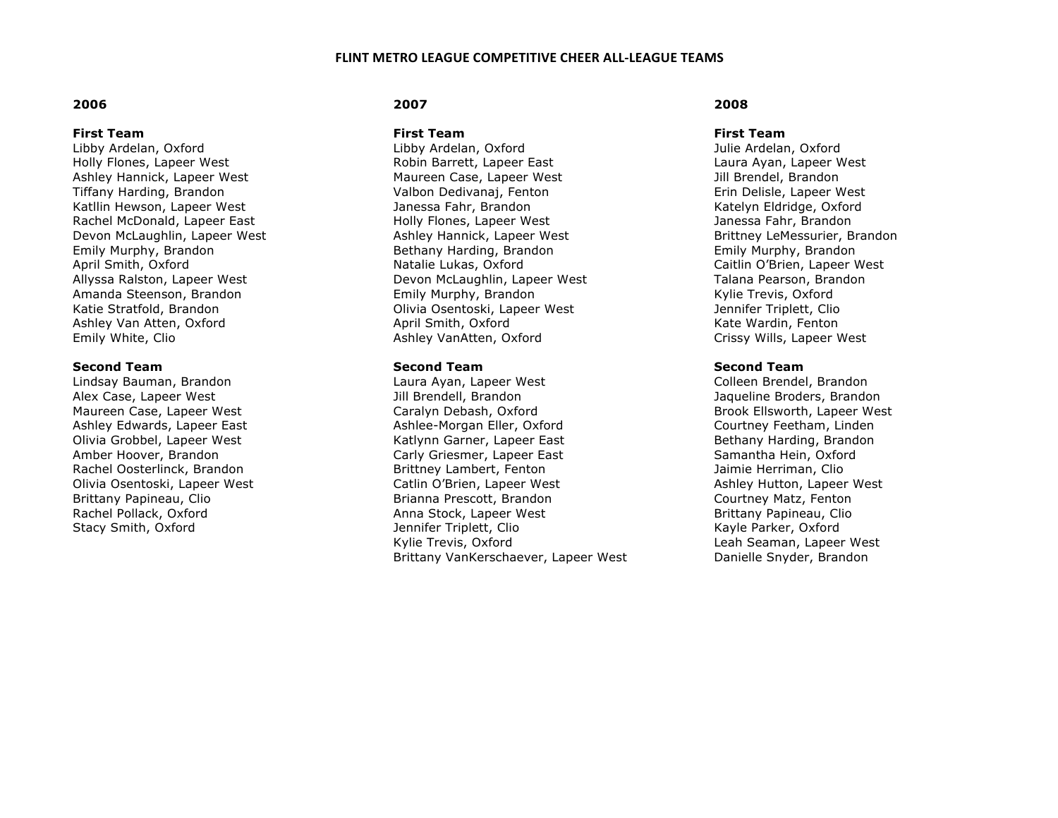# FLINT METRO LEAGUE COMPETITIVE CHEER ALL-LEAGUE TEAMS

## 2006

**First Team**

Libby Ardelan, Oxford
Holly Flones, Lapeer West
Ashley Hannick, Lapeer West
Tiffany Harding, Brandon
Katllin Hewson, Lapeer West
Rachel McDonald, Lapeer East
Devon McLaughlin, Lapeer West
Emily Murphy, Brandon
April Smith, Oxford
Allyssa Ralston, Lapeer West
Amanda Steenson, Brandon
Katie Stratfold, Brandon
Ashley Van Atten, Oxford
Emily White, Clio

**Second Team**

Lindsay Bauman, Brandon
Alex Case, Lapeer West
Maureen Case, Lapeer West
Ashley Edwards, Lapeer East
Olivia Grobbel, Lapeer West
Amber Hoover, Brandon
Rachel Oosterlinck, Brandon
Olivia Osentoski, Lapeer West
Brittany Papineau, Clio
Rachel Pollack, Oxford
Stacy Smith, Oxford

## 2007

**First Team**

Libby Ardelan, Oxford
Robin Barrett, Lapeer East
Maureen Case, Lapeer West
Valbon Dedivanaj, Fenton
Janessa Fahr, Brandon
Holly Flones, Lapeer West
Ashley Hannick, Lapeer West
Bethany Harding, Brandon
Natalie Lukas, Oxford
Devon McLaughlin, Lapeer West
Emily Murphy, Brandon
Olivia Osentoski, Lapeer West
April Smith, Oxford
Ashley VanAtten, Oxford

**Second Team**

Laura Ayan, Lapeer West
Jill Brendell, Brandon
Caralyn Debash, Oxford
Ashlee-Morgan Eller, Oxford
Katlynn Garner, Lapeer East
Carly Griesmer, Lapeer East
Brittney Lambert, Fenton
Catlin O'Brien, Lapeer West
Brianna Prescott, Brandon
Anna Stock, Lapeer West
Jennifer Triplett, Clio
Kylie Trevis, Oxford
Brittany VanKerschaever, Lapeer West

## 2008

**First Team**

Julie Ardelan, Oxford
Laura Ayan, Lapeer West
Jill Brendel, Brandon
Erin Delisle, Lapeer West
Katelyn Eldridge, Oxford
Janessa Fahr, Brandon
Brittney LeMessurier, Brandon
Emily Murphy, Brandon
Caitlin O'Brien, Lapeer West
Talana Pearson, Brandon
Kylie Trevis, Oxford
Jennifer Triplett, Clio
Kate Wardin, Fenton
Crissy Wills, Lapeer West

**Second Team**

Colleen Brendel, Brandon
Jaqueline Broders, Brandon
Brook Ellsworth, Lapeer West
Courtney Feetham, Linden
Bethany Harding, Brandon
Samantha Hein, Oxford
Jaimie Herriman, Clio
Ashley Hutton, Lapeer West
Courtney Matz, Fenton
Brittany Papineau, Clio
Kayle Parker, Oxford
Leah Seaman, Lapeer West
Danielle Snyder, Brandon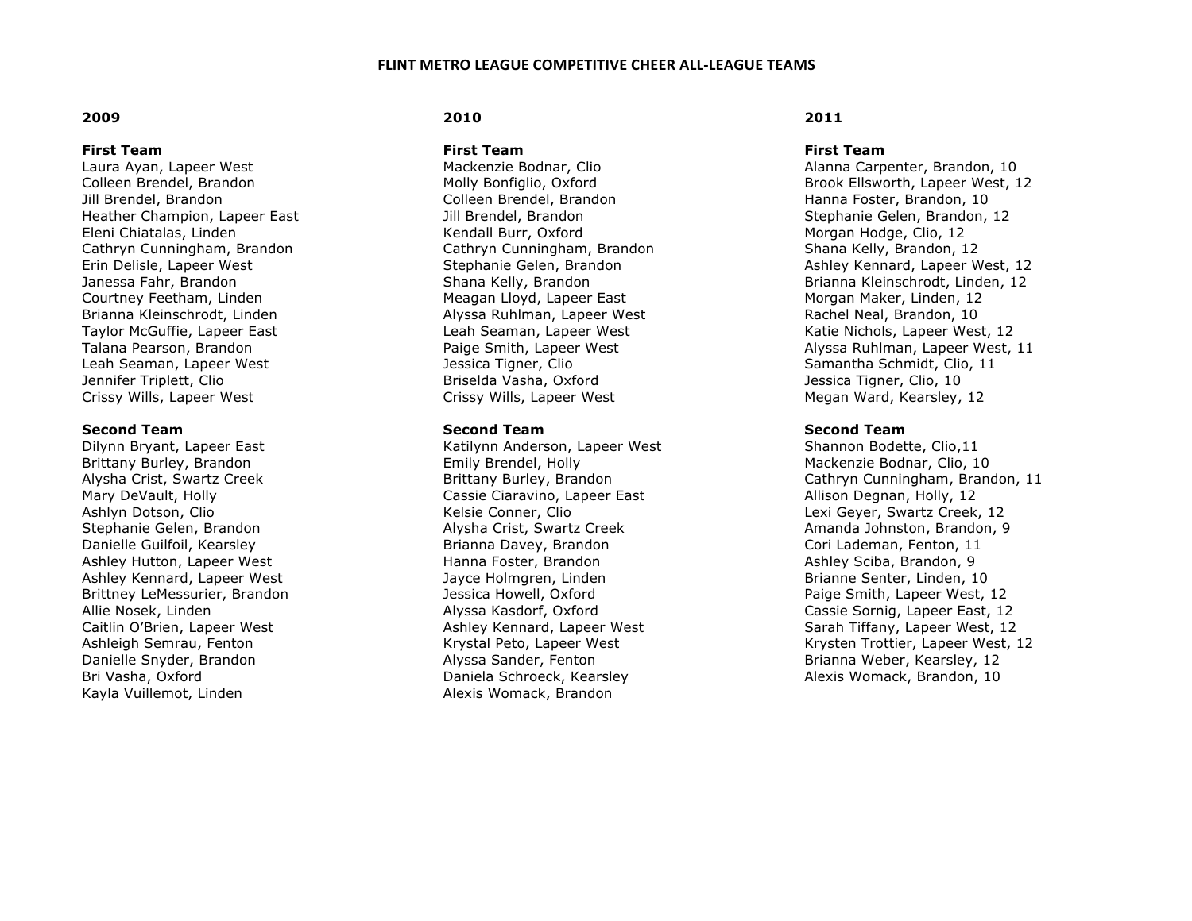# FLINT METRO LEAGUE COMPETITIVE CHEER ALL-LEAGUE TEAMS

## 2009

### First Team

Laura Ayan, Lapeer West
Colleen Brendel, Brandon
Jill Brendel, Brandon
Heather Champion, Lapeer East
Eleni Chiatalas, Linden
Cathryn Cunningham, Brandon
Erin Delisle, Lapeer West
Janessa Fahr, Brandon
Courtney Feetham, Linden
Brianna Kleinschrodt, Linden
Taylor McGuffie, Lapeer East
Talana Pearson, Brandon
Leah Seaman, Lapeer West
Jennifer Triplett, Clio
Crissy Wills, Lapeer West

### Second Team

Dilynn Bryant, Lapeer East
Brittany Burley, Brandon
Alysha Crist, Swartz Creek
Mary DeVault, Holly
Ashlyn Dotson, Clio
Stephanie Gelen, Brandon
Danielle Guilfoil, Kearsley
Ashley Hutton, Lapeer West
Ashley Kennard, Lapeer West
Brittney LeMessurier, Brandon
Allie Nosek, Linden
Caitlin O'Brien, Lapeer West
Ashleigh Semrau, Fenton
Danielle Snyder, Brandon
Bri Vasha, Oxford
Kayla Vuillemot, Linden

## 2010

### First Team

Mackenzie Bodnar, Clio
Molly Bonfiglio, Oxford
Colleen Brendel, Brandon
Jill Brendel, Brandon
Kendall Burr, Oxford
Cathryn Cunningham, Brandon
Stephanie Gelen, Brandon
Shana Kelly, Brandon
Meagan Lloyd, Lapeer East
Alyssa Ruhlman, Lapeer West
Leah Seaman, Lapeer West
Paige Smith, Lapeer West
Jessica Tigner, Clio
Briselda Vasha, Oxford
Crissy Wills, Lapeer West

### Second Team

Katilynn Anderson, Lapeer West
Emily Brendel, Holly
Brittany Burley, Brandon
Cassie Ciaravino, Lapeer East
Kelsie Conner, Clio
Alysha Crist, Swartz Creek
Brianna Davey, Brandon
Hanna Foster, Brandon
Jayce Holmgren, Linden
Jessica Howell, Oxford
Alyssa Kasdorf, Oxford
Ashley Kennard, Lapeer West
Krystal Peto, Lapeer West
Alyssa Sander, Fenton
Daniela Schroeck, Kearsley
Alexis Womack, Brandon

## 2011

### First Team

Alanna Carpenter, Brandon, 10
Brook Ellsworth, Lapeer West, 12
Hanna Foster, Brandon, 10
Stephanie Gelen, Brandon, 12
Morgan Hodge, Clio, 12
Shana Kelly, Brandon, 12
Ashley Kennard, Lapeer West, 12
Brianna Kleinschrodt, Linden, 12
Morgan Maker, Linden, 12
Rachel Neal, Brandon, 10
Katie Nichols, Lapeer West, 12
Alyssa Ruhlman, Lapeer West, 11
Samantha Schmidt, Clio, 11
Jessica Tigner, Clio, 10
Megan Ward, Kearsley, 12

### Second Team

Shannon Bodette, Clio,11
Mackenzie Bodnar, Clio, 10
Cathryn Cunningham, Brandon, 11
Allison Degnan, Holly, 12
Lexi Geyer, Swartz Creek, 12
Amanda Johnston, Brandon, 9
Cori Lademan, Fenton, 11
Ashley Sciba, Brandon, 9
Brianne Senter, Linden, 10
Paige Smith, Lapeer West, 12
Cassie Sornig, Lapeer East, 12
Sarah Tiffany, Lapeer West, 12
Krysten Trottier, Lapeer West, 12
Brianna Weber, Kearsley, 12
Alexis Womack, Brandon, 10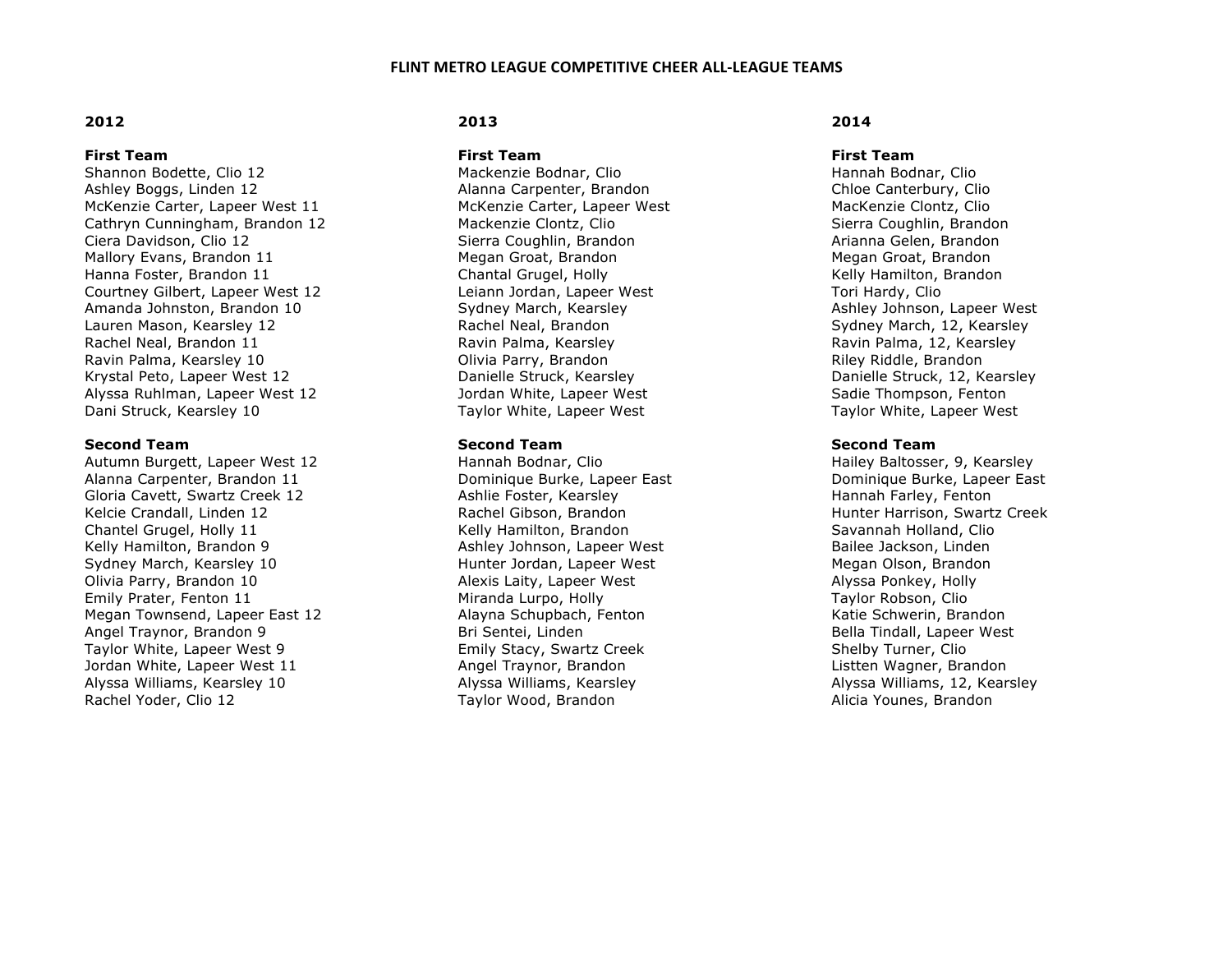# FLINT METRO LEAGUE COMPETITIVE CHEER ALL-LEAGUE TEAMS

## 2012

**First Team**

Shannon Bodette, Clio 12
Ashley Boggs, Linden 12
McKenzie Carter, Lapeer West 11
Cathryn Cunningham, Brandon 12
Ciera Davidson, Clio 12
Mallory Evans, Brandon 11
Hanna Foster, Brandon 11
Courtney Gilbert, Lapeer West 12
Amanda Johnston, Brandon 10
Lauren Mason, Kearsley 12
Rachel Neal, Brandon 11
Ravin Palma, Kearsley 10
Krystal Peto, Lapeer West 12
Alyssa Ruhlman, Lapeer West 12
Dani Struck, Kearsley 10

**Second Team**

Autumn Burgett, Lapeer West 12
Alanna Carpenter, Brandon 11
Gloria Cavett, Swartz Creek 12
Kelcie Crandall, Linden 12
Chantel Grugel, Holly 11
Kelly Hamilton, Brandon 9
Sydney March, Kearsley 10
Olivia Parry, Brandon 10
Emily Prater, Fenton 11
Megan Townsend, Lapeer East 12
Angel Traynor, Brandon 9
Taylor White, Lapeer West 9
Jordan White, Lapeer West 11
Alyssa Williams, Kearsley 10
Rachel Yoder, Clio 12

## 2013

**First Team**

Mackenzie Bodnar, Clio
Alanna Carpenter, Brandon
McKenzie Carter, Lapeer West
Mackenzie Clontz, Clio
Sierra Coughlin, Brandon
Megan Groat, Brandon
Chantal Grugel, Holly
Leiann Jordan, Lapeer West
Sydney March, Kearsley
Rachel Neal, Brandon
Ravin Palma, Kearsley
Olivia Parry, Brandon
Danielle Struck, Kearsley
Jordan White, Lapeer West
Taylor White, Lapeer West

**Second Team**

Hannah Bodnar, Clio
Dominique Burke, Lapeer East
Ashlie Foster, Kearsley
Rachel Gibson, Brandon
Kelly Hamilton, Brandon
Ashley Johnson, Lapeer West
Hunter Jordan, Lapeer West
Alexis Laity, Lapeer West
Miranda Lurpo, Holly
Alayna Schupbach, Fenton
Bri Sentei, Linden
Emily Stacy, Swartz Creek
Angel Traynor, Brandon
Alyssa Williams, Kearsley
Taylor Wood, Brandon

## 2014

**First Team**

Hannah Bodnar, Clio
Chloe Canterbury, Clio
MacKenzie Clontz, Clio
Sierra Coughlin, Brandon
Arianna Gelen, Brandon
Megan Groat, Brandon
Kelly Hamilton, Brandon
Tori Hardy, Clio
Ashley Johnson, Lapeer West
Sydney March, 12, Kearsley
Ravin Palma, 12, Kearsley
Riley Riddle, Brandon
Danielle Struck, 12, Kearsley
Sadie Thompson, Fenton
Taylor White, Lapeer West

**Second Team**

Hailey Baltosser, 9, Kearsley
Dominique Burke, Lapeer East
Hannah Farley, Fenton
Hunter Harrison, Swartz Creek
Savannah Holland, Clio
Bailee Jackson, Linden
Megan Olson, Brandon
Alyssa Ponkey, Holly
Taylor Robson, Clio
Katie Schwerin, Brandon
Bella Tindall, Lapeer West
Shelby Turner, Clio
Listten Wagner, Brandon
Alyssa Williams, 12, Kearsley
Alicia Younes, Brandon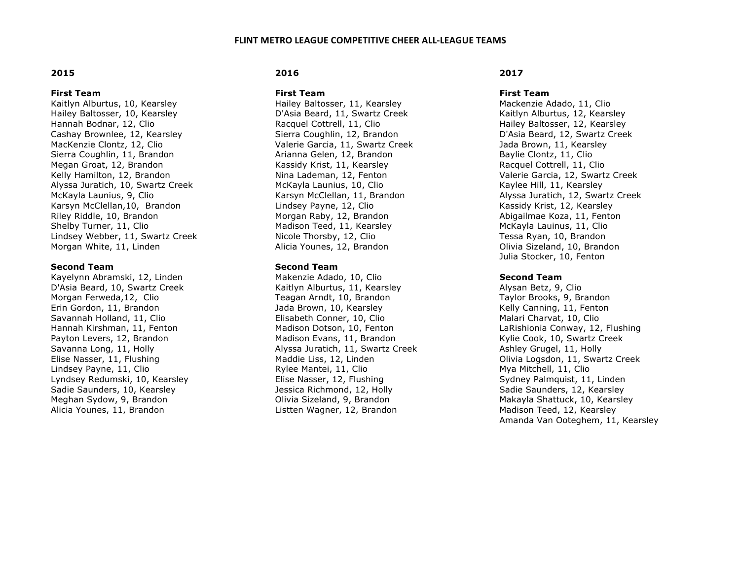# FLINT METRO LEAGUE COMPETITIVE CHEER ALL-LEAGUE TEAMS

## 2015

### First Team

Kaitlyn Alburtus, 10, Kearsley
Hailey Baltosser, 10, Kearsley
Hannah Bodnar, 12, Clio
Cashay Brownlee, 12, Kearsley
MacKenzie Clontz, 12, Clio
Sierra Coughlin, 11, Brandon
Megan Groat, 12, Brandon
Kelly Hamilton, 12, Brandon
Alyssa Juratich, 10, Swartz Creek
McKayla Launius, 9, Clio
Karsyn McClellan,10, Brandon
Riley Riddle, 10, Brandon
Shelby Turner, 11, Clio
Lindsey Webber, 11, Swartz Creek
Morgan White, 11, Linden

### Second Team

Kayelynn Abramski, 12, Linden
D'Asia Beard, 10, Swartz Creek
Morgan Ferweda,12, Clio
Erin Gordon, 11, Brandon
Savannah Holland, 11, Clio
Hannah Kirshman, 11, Fenton
Payton Levers, 12, Brandon
Savanna Long, 11, Holly
Elise Nasser, 11, Flushing
Lindsey Payne, 11, Clio
Lyndsey Redumski, 10, Kearsley
Sadie Saunders, 10, Kearsley
Meghan Sydow, 9, Brandon
Alicia Younes, 11, Brandon

## 2016

### First Team

Hailey Baltosser, 11, Kearsley
D'Asia Beard, 11, Swartz Creek
Racquel Cottrell, 11, Clio
Sierra Coughlin, 12, Brandon
Valerie Garcia, 11, Swartz Creek
Arianna Gelen, 12, Brandon
Kassidy Krist, 11, Kearsley
Nina Lademan, 12, Fenton
McKayla Launius, 10, Clio
Karsyn McClellan, 11, Brandon
Lindsey Payne, 12, Clio
Morgan Raby, 12, Brandon
Madison Teed, 11, Kearsley
Nicole Thorsby, 12, Clio
Alicia Younes, 12, Brandon

### Second Team

Makenzie Adado, 10, Clio
Kaitlyn Alburtus, 11, Kearsley
Teagan Arndt, 10, Brandon
Jada Brown, 10, Kearsley
Elisabeth Conner, 10, Clio
Madison Dotson, 10, Fenton
Madison Evans, 11, Brandon
Alyssa Juratich, 11, Swartz Creek
Maddie Liss, 12, Linden
Rylee Mantei, 11, Clio
Elise Nasser, 12, Flushing
Jessica Richmond, 12, Holly
Olivia Sizeland, 9, Brandon
Listten Wagner, 12, Brandon

## 2017

### First Team

Mackenzie Adado, 11, Clio
Kaitlyn Alburtus, 12, Kearsley
Hailey Baltosser, 12, Kearsley
D'Asia Beard, 12, Swartz Creek
Jada Brown, 11, Kearsley
Baylie Clontz, 11, Clio
Racquel Cottrell, 11, Clio
Valerie Garcia, 12, Swartz Creek
Kaylee Hill, 11, Kearsley
Alyssa Juratich, 12, Swartz Creek
Kassidy Krist, 12, Kearsley
Abigailmae Koza, 11, Fenton
McKayla Lauinus, 11, Clio
Tessa Ryan, 10, Brandon
Olivia Sizeland, 10, Brandon
Julia Stocker, 10, Fenton

### Second Team

Alysan Betz, 9, Clio
Taylor Brooks, 9, Brandon
Kelly Canning, 11, Fenton
Malari Charvat, 10, Clio
LaRishionia Conway, 12, Flushing
Kylie Cook, 10, Swartz Creek
Ashley Grugel, 11, Holly
Olivia Logsdon, 11, Swartz Creek
Mya Mitchell, 11, Clio
Sydney Palmquist, 11, Linden
Sadie Saunders, 12, Kearsley
Makayla Shattuck, 10, Kearsley
Madison Teed, 12, Kearsley
Amanda Van Ooteghem, 11, Kearsley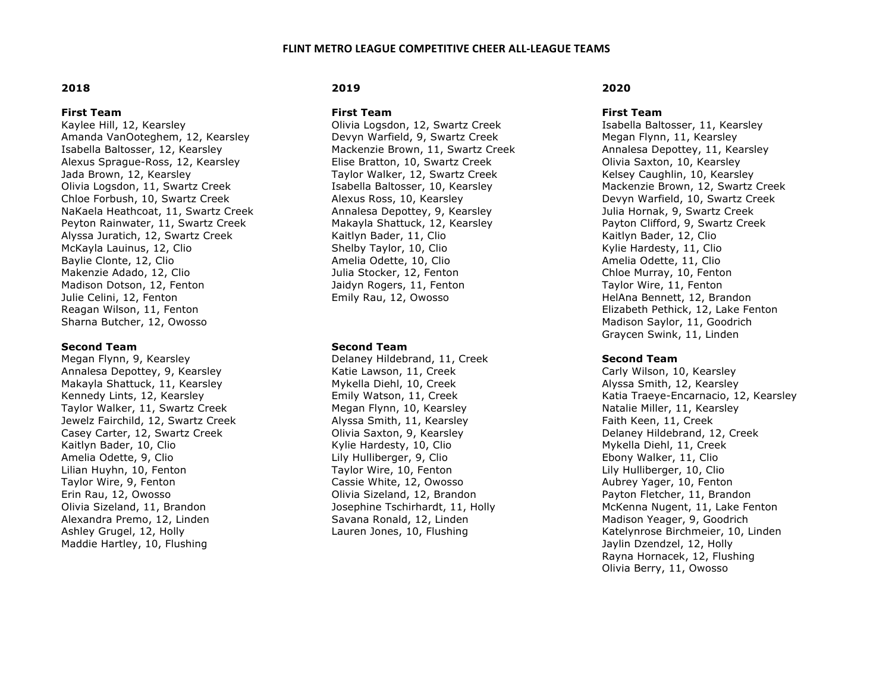# FLINT METRO LEAGUE COMPETITIVE CHEER ALL-LEAGUE TEAMS

## 2018

**First Team**

Kaylee Hill, 12, Kearsley
Amanda VanOoteghem, 12, Kearsley
Isabella Baltosser, 12, Kearsley
Alexus Sprague-Ross, 12, Kearsley
Jada Brown, 12, Kearsley
Olivia Logsdon, 11, Swartz Creek
Chloe Forbush, 10, Swartz Creek
NaKaela Heathcoat, 11, Swartz Creek
Peyton Rainwater, 11, Swartz Creek
Alyssa Juratich, 12, Swartz Creek
McKayla Lauinus, 12, Clio
Baylie Clonte, 12, Clio
Makenzie Adado, 12, Clio
Madison Dotson, 12, Fenton
Julie Celini, 12, Fenton
Reagan Wilson, 11, Fenton
Sharna Butcher, 12, Owosso

**Second Team**

Megan Flynn, 9, Kearsley
Annalesa Depottey, 9, Kearsley
Makayla Shattuck, 11, Kearsley
Kennedy Lints, 12, Kearsley
Taylor Walker, 11, Swartz Creek
Jewelz Fairchild, 12, Swartz Creek
Casey Carter, 12, Swartz Creek
Kaitlyn Bader, 10, Clio
Amelia Odette, 9, Clio
Lilian Huyhn, 10, Fenton
Taylor Wire, 9, Fenton
Erin Rau, 12, Owosso
Olivia Sizeland, 11, Brandon
Alexandra Premo, 12, Linden
Ashley Grugel, 12, Holly
Maddie Hartley, 10, Flushing

## 2019

**First Team**

Olivia Logsdon, 12, Swartz Creek
Devyn Warfield, 9, Swartz Creek
Mackenzie Brown, 11, Swartz Creek
Elise Bratton, 10, Swartz Creek
Taylor Walker, 12, Swartz Creek
Isabella Baltosser, 10, Kearsley
Alexus Ross, 10, Kearsley
Annalesa Depottey, 9, Kearsley
Makayla Shattuck, 12, Kearsley
Kaitlyn Bader, 11, Clio
Shelby Taylor, 10, Clio
Amelia Odette, 10, Clio
Julia Stocker, 12, Fenton
Jaidyn Rogers, 11, Fenton
Emily Rau, 12, Owosso

**Second Team**

Delaney Hildebrand, 11, Creek
Katie Lawson, 11, Creek
Mykella Diehl, 10, Creek
Emily Watson, 11, Creek
Megan Flynn, 10, Kearsley
Alyssa Smith, 11, Kearsley
Olivia Saxton, 9, Kearsley
Kylie Hardesty, 10, Clio
Lily Hulliberger, 9, Clio
Taylor Wire, 10, Fenton
Cassie White, 12, Owosso
Olivia Sizeland, 12, Brandon
Josephine Tschirhardt, 11, Holly
Savana Ronald, 12, Linden
Lauren Jones, 10, Flushing

## 2020

**First Team**

Isabella Baltosser, 11, Kearsley
Megan Flynn, 11, Kearsley
Annalesa Depottey, 11, Kearsley
Olivia Saxton, 10, Kearsley
Kelsey Caughlin, 10, Kearsley
Mackenzie Brown, 12, Swartz Creek
Devyn Warfield, 10, Swartz Creek
Julia Hornak, 9, Swartz Creek
Payton Clifford, 9, Swartz Creek
Kaitlyn Bader, 12, Clio
Kylie Hardesty, 11, Clio
Amelia Odette, 11, Clio
Chloe Murray, 10, Fenton
Taylor Wire, 11, Fenton
HelAna Bennett, 12, Brandon
Elizabeth Pethick, 12, Lake Fenton
Madison Saylor, 11, Goodrich
Graycen Swink, 11, Linden

**Second Team**

Carly Wilson, 10, Kearsley
Alyssa Smith, 12, Kearsley
Katia Traeye-Encarnacio, 12, Kearsley
Natalie Miller, 11, Kearsley
Faith Keen, 11, Creek
Delaney Hildebrand, 12, Creek
Mykella Diehl, 11, Creek
Ebony Walker, 11, Clio
Lily Hulliberger, 10, Clio
Aubrey Yager, 10, Fenton
Payton Fletcher, 11, Brandon
McKenna Nugent, 11, Lake Fenton
Madison Yeager, 9, Goodrich
Katelynrose Birchmeier, 10, Linden
Jaylin Dzendzel, 12, Holly
Rayna Hornacek, 12, Flushing
Olivia Berry, 11, Owosso